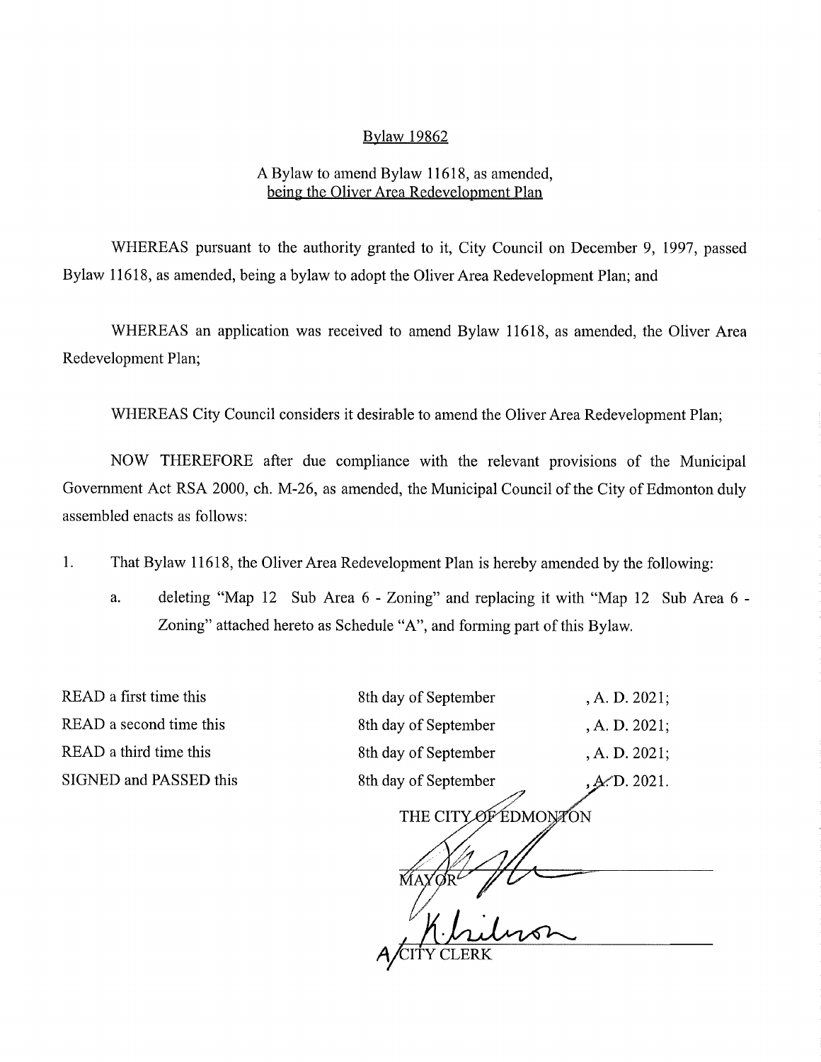# Bylaw 19862

## A Bylaw to amend Bylaw 11618, as amended, being the Oliver Area Redevelopment Plan

WHEREAS pursuant to the authority granted to it, City Council on December 9, 1997, passed Bylaw 11618, as amended, being a bylaw to adopt the Oliver Area Redevelopment Plan; and

WHEREAS an application was received to amend Bylaw 11618, as amended, the Oliver Area Redevelopment Plan;

WHEREAS City Council considers it desirable to amend the Oliver Area Redevelopment Plan;

NOW THEREFORE after due compliance with the relevant provisions of the Municipal Government Act RSA 2000, ch. M-26, as amended, the Municipal Council of the City of Edmonton duly assembled enacts as follows:

1. That Bylaw 11618, the Oliver Area Redevelopment Plan is hereby amended by the following:

   a. deleting "Map 12 Sub Area 6 - Zoning" and replacing it with "Map 12 Sub Area 6 - Zoning" attached hereto as Schedule "A", and forming part of this Bylaw.

| | | |
|---|---|---|
| READ a first time this | 8th day of September | , A. D. 2021; |
| READ a second time this | 8th day of September | , A. D. 2021; |
| READ a third time this | 8th day of September | , A. D. 2021; |
| SIGNED and PASSED this | 8th day of September | , A. D. 2021. |

THE CITY OF EDMONTON

MAYOR

A/CITY CLERK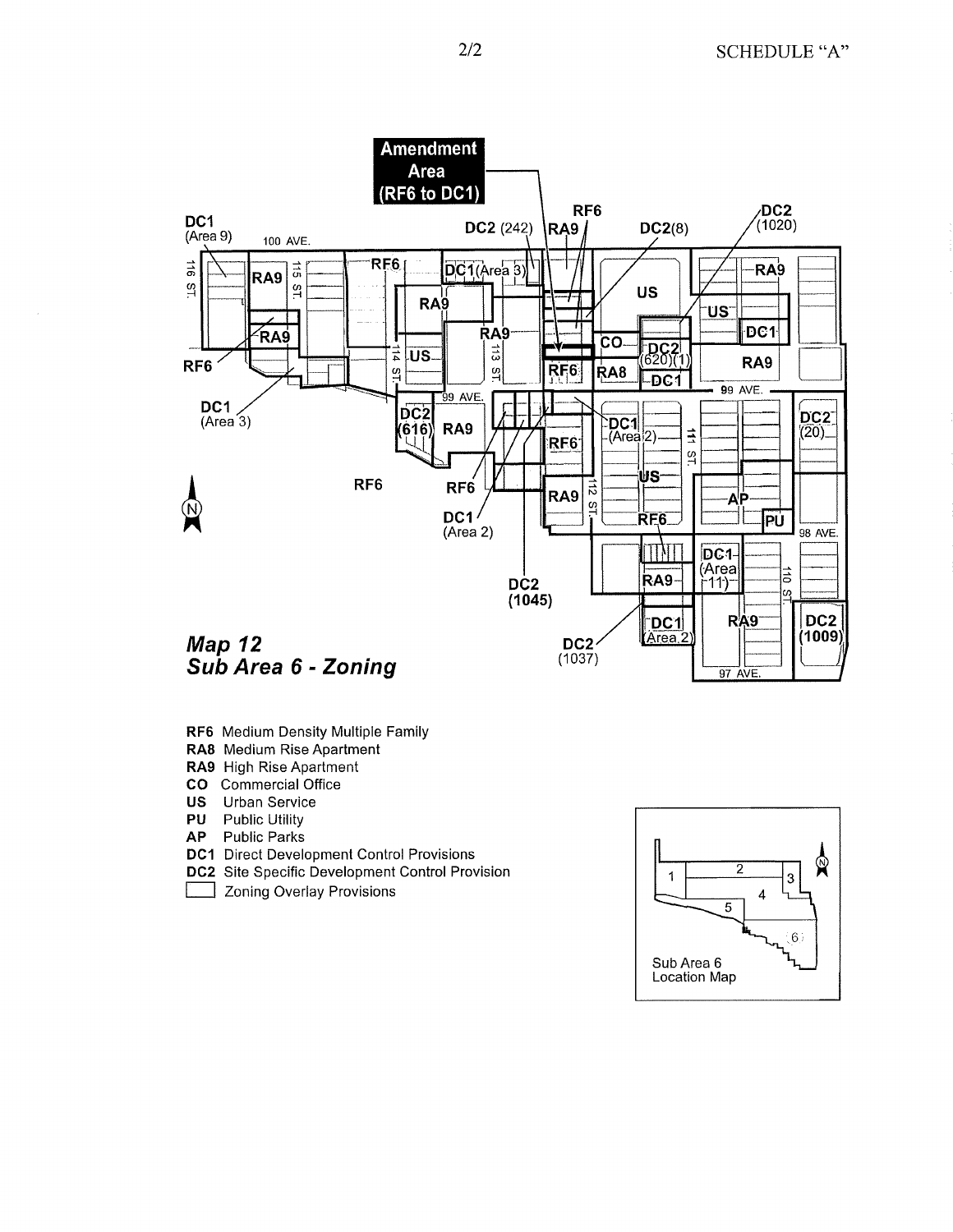SCHEDULE "A"

Amendment Area (RF6 to DC1)

DC1 (Area 9)
100 AVE.
116 ST.
115 ST.
114 ST.
113 ST.
112 ST.
111 ST.
110 ST.
99 AVE.
98 AVE.
97 AVE.
RF6
RA9
RA8
US
CO
AP
PU
DC1 (Area 3)
DC1 (Area 2)
DC1 (Area 11)
DC2 (242)
DC2(8)
DC2 (1020)
DC2 (620)(1)
DC2 (616)
DC2 (20)
DC2 (1045)
DC2 (1037)
DC2 (1009)

## *Map 12*
## *Sub Area 6 - Zoning*

- **RF6** Medium Density Multiple Family
- **RA8** Medium Rise Apartment
- **RA9** High Rise Apartment
- **CO** Commercial Office
- **US** Urban Service
- **PU** Public Utility
- **AP** Public Parks
- **DC1** Direct Development Control Provisions
- **DC2** Site Specific Development Control Provision
- Zoning Overlay Provisions

1 2 3 4 5 6

Sub Area 6 Location Map